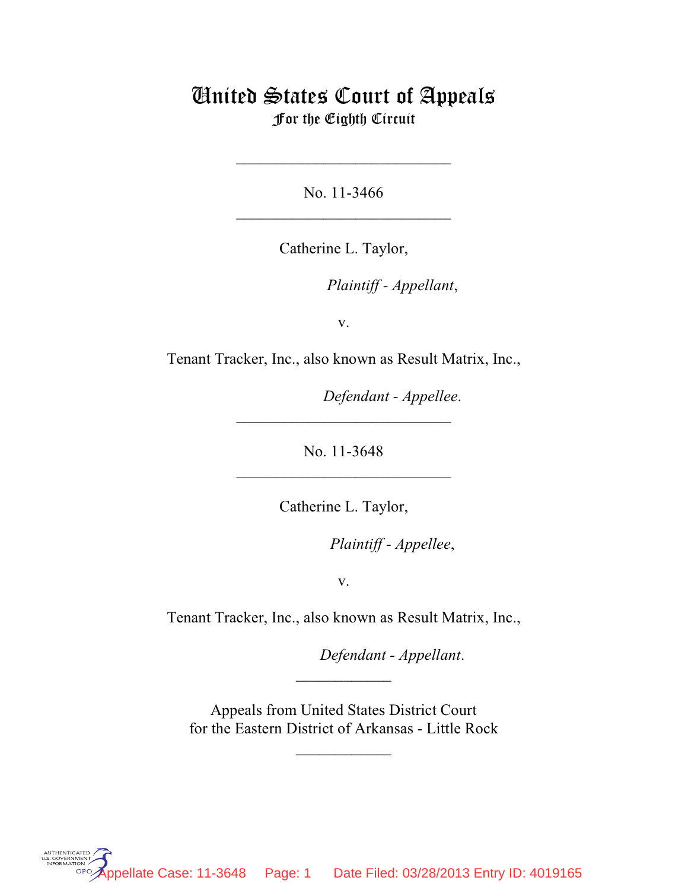# United States Court of Appeals
## For the Eighth Circuit

---

No. 11-3466

---

Catherine L. Taylor,

*Plaintiff - Appellant*,

v.

Tenant Tracker, Inc., also known as Result Matrix, Inc.,

*Defendant - Appellee*.

---

No. 11-3648

---

Catherine L. Taylor,

*Plaintiff - Appellee*,

v.

Tenant Tracker, Inc., also known as Result Matrix, Inc.,

*Defendant - Appellant*.

---

Appeals from United States District Court
for the Eastern District of Arkansas - Little Rock

---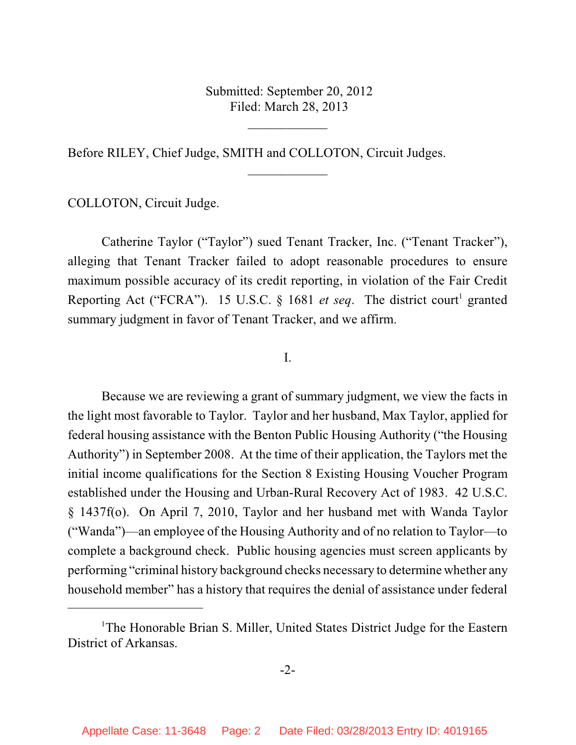Submitted: September 20, 2012
Filed: March 28, 2013

____________

Before RILEY, Chief Judge, SMITH and COLLOTON, Circuit Judges.

____________

COLLOTON, Circuit Judge.

Catherine Taylor ("Taylor") sued Tenant Tracker, Inc. ("Tenant Tracker"), alleging that Tenant Tracker failed to adopt reasonable procedures to ensure maximum possible accuracy of its credit reporting, in violation of the Fair Credit Reporting Act ("FCRA"). 15 U.S.C. § 1681 *et seq*. The district court[1] granted summary judgment in favor of Tenant Tracker, and we affirm.

I.

Because we are reviewing a grant of summary judgment, we view the facts in the light most favorable to Taylor. Taylor and her husband, Max Taylor, applied for federal housing assistance with the Benton Public Housing Authority ("the Housing Authority") in September 2008. At the time of their application, the Taylors met the initial income qualifications for the Section 8 Existing Housing Voucher Program established under the Housing and Urban-Rural Recovery Act of 1983. 42 U.S.C. § 1437f(o). On April 7, 2010, Taylor and her husband met with Wanda Taylor ("Wanda")—an employee of the Housing Authority and of no relation to Taylor—to complete a background check. Public housing agencies must screen applicants by performing "criminal history background checks necessary to determine whether any household member" has a history that requires the denial of assistance under federal

[1]The Honorable Brian S. Miller, United States District Judge for the Eastern District of Arkansas.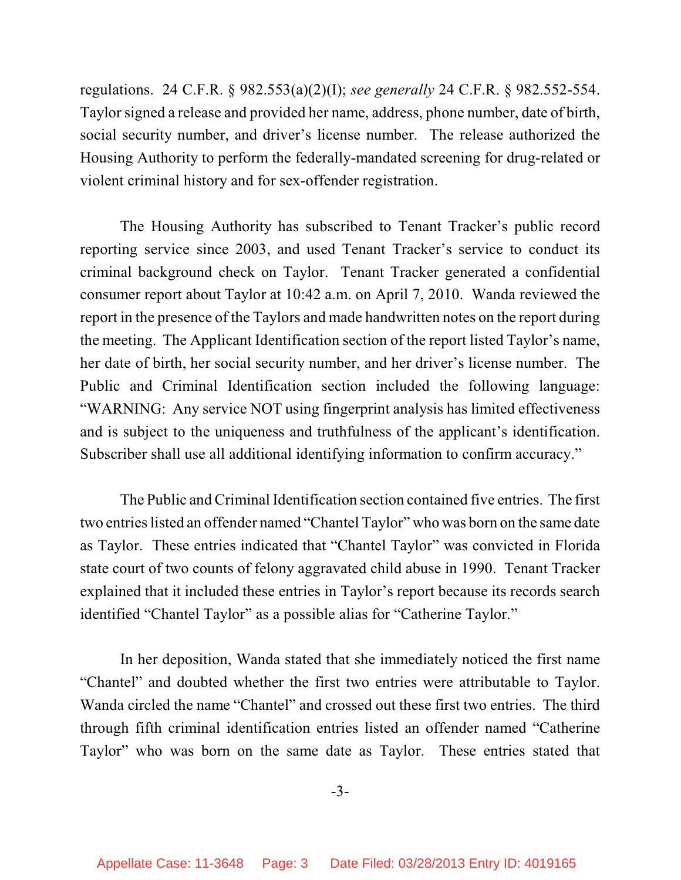regulations. 24 C.F.R. § 982.553(a)(2)(I); *see generally* 24 C.F.R. § 982.552-554. Taylor signed a release and provided her name, address, phone number, date of birth, social security number, and driver's license number. The release authorized the Housing Authority to perform the federally-mandated screening for drug-related or violent criminal history and for sex-offender registration.

The Housing Authority has subscribed to Tenant Tracker's public record reporting service since 2003, and used Tenant Tracker's service to conduct its criminal background check on Taylor. Tenant Tracker generated a confidential consumer report about Taylor at 10:42 a.m. on April 7, 2010. Wanda reviewed the report in the presence of the Taylors and made handwritten notes on the report during the meeting. The Applicant Identification section of the report listed Taylor's name, her date of birth, her social security number, and her driver's license number. The Public and Criminal Identification section included the following language: "WARNING: Any service NOT using fingerprint analysis has limited effectiveness and is subject to the uniqueness and truthfulness of the applicant's identification. Subscriber shall use all additional identifying information to confirm accuracy."

The Public and Criminal Identification section contained five entries. The first two entries listed an offender named "Chantel Taylor" who was born on the same date as Taylor. These entries indicated that "Chantel Taylor" was convicted in Florida state court of two counts of felony aggravated child abuse in 1990. Tenant Tracker explained that it included these entries in Taylor's report because its records search identified "Chantel Taylor" as a possible alias for "Catherine Taylor."

In her deposition, Wanda stated that she immediately noticed the first name "Chantel" and doubted whether the first two entries were attributable to Taylor. Wanda circled the name "Chantel" and crossed out these first two entries. The third through fifth criminal identification entries listed an offender named "Catherine Taylor" who was born on the same date as Taylor. These entries stated that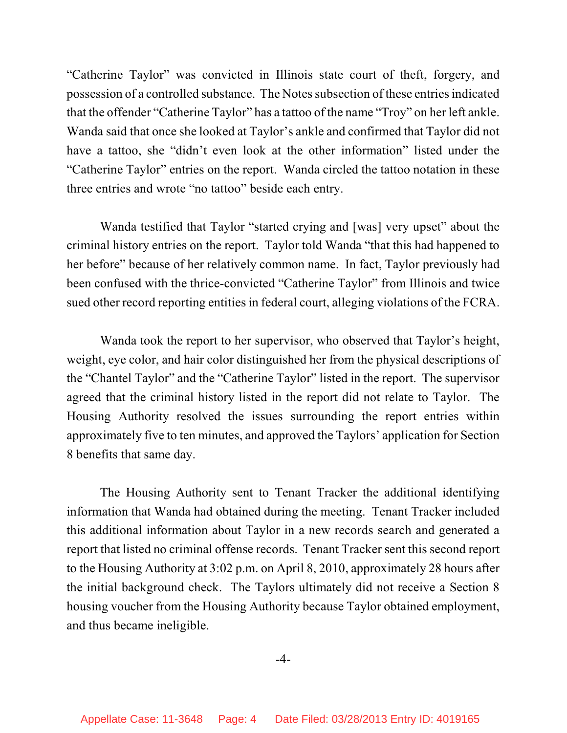"Catherine Taylor" was convicted in Illinois state court of theft, forgery, and possession of a controlled substance. The Notes subsection of these entries indicated that the offender "Catherine Taylor" has a tattoo of the name "Troy" on her left ankle. Wanda said that once she looked at Taylor's ankle and confirmed that Taylor did not have a tattoo, she "didn't even look at the other information" listed under the "Catherine Taylor" entries on the report. Wanda circled the tattoo notation in these three entries and wrote "no tattoo" beside each entry.

Wanda testified that Taylor "started crying and [was] very upset" about the criminal history entries on the report. Taylor told Wanda "that this had happened to her before" because of her relatively common name. In fact, Taylor previously had been confused with the thrice-convicted "Catherine Taylor" from Illinois and twice sued other record reporting entities in federal court, alleging violations of the FCRA.

Wanda took the report to her supervisor, who observed that Taylor's height, weight, eye color, and hair color distinguished her from the physical descriptions of the "Chantel Taylor" and the "Catherine Taylor" listed in the report. The supervisor agreed that the criminal history listed in the report did not relate to Taylor. The Housing Authority resolved the issues surrounding the report entries within approximately five to ten minutes, and approved the Taylors' application for Section 8 benefits that same day.

The Housing Authority sent to Tenant Tracker the additional identifying information that Wanda had obtained during the meeting. Tenant Tracker included this additional information about Taylor in a new records search and generated a report that listed no criminal offense records. Tenant Tracker sent this second report to the Housing Authority at 3:02 p.m. on April 8, 2010, approximately 28 hours after the initial background check. The Taylors ultimately did not receive a Section 8 housing voucher from the Housing Authority because Taylor obtained employment, and thus became ineligible.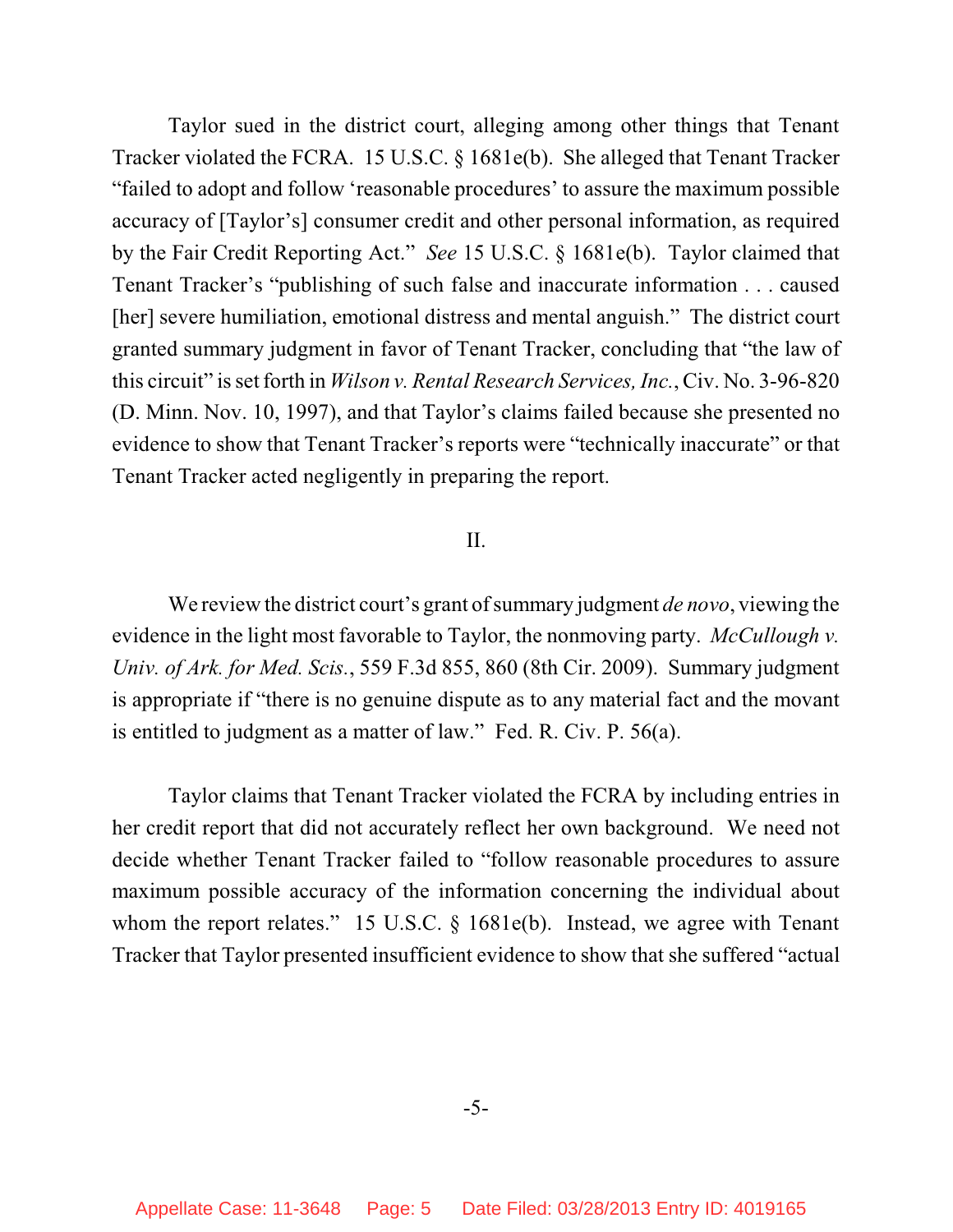Taylor sued in the district court, alleging among other things that Tenant Tracker violated the FCRA. 15 U.S.C. § 1681e(b). She alleged that Tenant Tracker "failed to adopt and follow 'reasonable procedures' to assure the maximum possible accuracy of [Taylor's] consumer credit and other personal information, as required by the Fair Credit Reporting Act." *See* 15 U.S.C. § 1681e(b). Taylor claimed that Tenant Tracker's "publishing of such false and inaccurate information . . . caused [her] severe humiliation, emotional distress and mental anguish." The district court granted summary judgment in favor of Tenant Tracker, concluding that "the law of this circuit" is set forth in *Wilson v. Rental Research Services, Inc.*, Civ. No. 3-96-820 (D. Minn. Nov. 10, 1997), and that Taylor's claims failed because she presented no evidence to show that Tenant Tracker's reports were "technically inaccurate" or that Tenant Tracker acted negligently in preparing the report.

## II.

We review the district court's grant of summary judgment *de novo*, viewing the evidence in the light most favorable to Taylor, the nonmoving party. *McCullough v. Univ. of Ark. for Med. Scis.*, 559 F.3d 855, 860 (8th Cir. 2009). Summary judgment is appropriate if "there is no genuine dispute as to any material fact and the movant is entitled to judgment as a matter of law." Fed. R. Civ. P. 56(a).

Taylor claims that Tenant Tracker violated the FCRA by including entries in her credit report that did not accurately reflect her own background. We need not decide whether Tenant Tracker failed to "follow reasonable procedures to assure maximum possible accuracy of the information concerning the individual about whom the report relates." 15 U.S.C. § 1681e(b). Instead, we agree with Tenant Tracker that Taylor presented insufficient evidence to show that she suffered "actual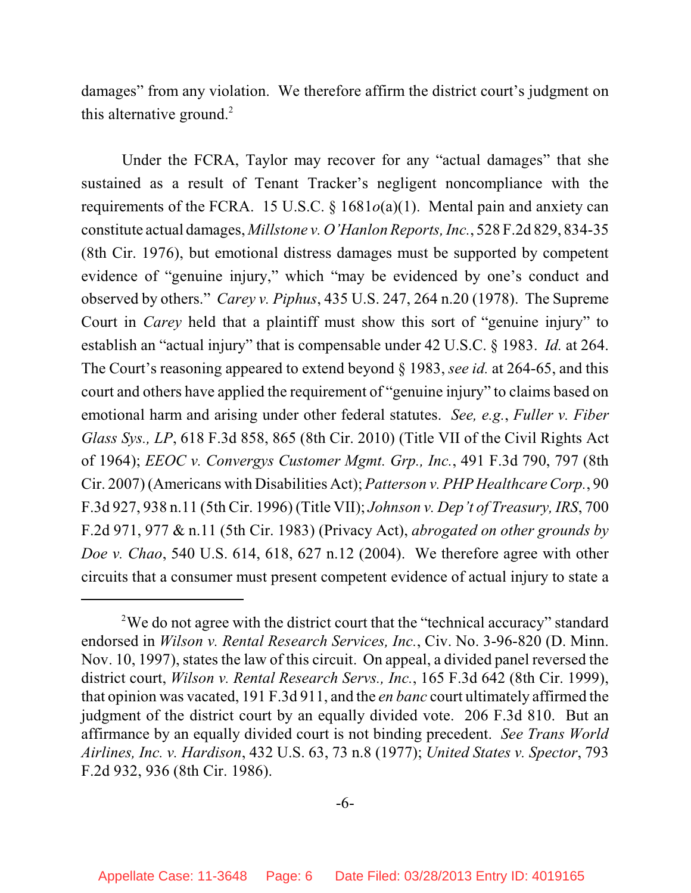damages" from any violation. We therefore affirm the district court's judgment on this alternative ground.[2]

Under the FCRA, Taylor may recover for any "actual damages" that she sustained as a result of Tenant Tracker's negligent noncompliance with the requirements of the FCRA. 15 U.S.C. § 1681*o*(a)(1). Mental pain and anxiety can constitute actual damages, *Millstone v. O'Hanlon Reports, Inc.*, 528 F.2d 829, 834-35 (8th Cir. 1976), but emotional distress damages must be supported by competent evidence of "genuine injury," which "may be evidenced by one's conduct and observed by others." *Carey v. Piphus*, 435 U.S. 247, 264 n.20 (1978). The Supreme Court in *Carey* held that a plaintiff must show this sort of "genuine injury" to establish an "actual injury" that is compensable under 42 U.S.C. § 1983. *Id.* at 264. The Court's reasoning appeared to extend beyond § 1983, *see id.* at 264-65, and this court and others have applied the requirement of "genuine injury" to claims based on emotional harm and arising under other federal statutes. *See, e.g.*, *Fuller v. Fiber Glass Sys., LP*, 618 F.3d 858, 865 (8th Cir. 2010) (Title VII of the Civil Rights Act of 1964); *EEOC v. Convergys Customer Mgmt. Grp., Inc.*, 491 F.3d 790, 797 (8th Cir. 2007) (Americans with Disabilities Act); *Patterson v. PHP Healthcare Corp.*, 90 F.3d 927, 938 n.11 (5th Cir. 1996) (Title VII); *Johnson v. Dep't of Treasury, IRS*, 700 F.2d 971, 977 & n.11 (5th Cir. 1983) (Privacy Act), *abrogated on other grounds by Doe v. Chao*, 540 U.S. 614, 618, 627 n.12 (2004). We therefore agree with other circuits that a consumer must present competent evidence of actual injury to state a

---

[2]We do not agree with the district court that the "technical accuracy" standard endorsed in *Wilson v. Rental Research Services, Inc.*, Civ. No. 3-96-820 (D. Minn. Nov. 10, 1997), states the law of this circuit. On appeal, a divided panel reversed the district court, *Wilson v. Rental Research Servs., Inc.*, 165 F.3d 642 (8th Cir. 1999), that opinion was vacated, 191 F.3d 911, and the *en banc* court ultimately affirmed the judgment of the district court by an equally divided vote. 206 F.3d 810. But an affirmance by an equally divided court is not binding precedent. *See Trans World Airlines, Inc. v. Hardison*, 432 U.S. 63, 73 n.8 (1977); *United States v. Spector*, 793 F.2d 932, 936 (8th Cir. 1986).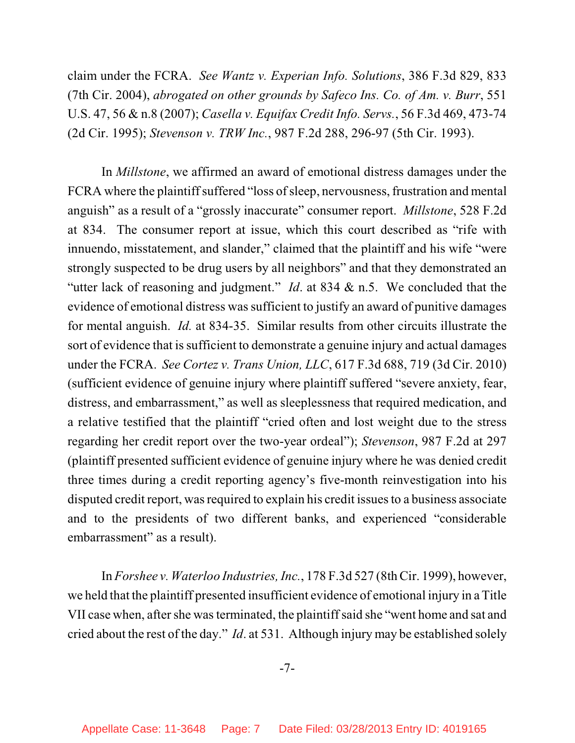claim under the FCRA. *See Wantz v. Experian Info. Solutions*, 386 F.3d 829, 833 (7th Cir. 2004), *abrogated on other grounds by Safeco Ins. Co. of Am. v. Burr*, 551 U.S. 47, 56 & n.8 (2007); *Casella v. Equifax Credit Info. Servs.*, 56 F.3d 469, 473-74 (2d Cir. 1995); *Stevenson v. TRW Inc.*, 987 F.2d 288, 296-97 (5th Cir. 1993).

In *Millstone*, we affirmed an award of emotional distress damages under the FCRA where the plaintiff suffered "loss of sleep, nervousness, frustration and mental anguish" as a result of a "grossly inaccurate" consumer report. *Millstone*, 528 F.2d at 834. The consumer report at issue, which this court described as "rife with innuendo, misstatement, and slander," claimed that the plaintiff and his wife "were strongly suspected to be drug users by all neighbors" and that they demonstrated an "utter lack of reasoning and judgment." *Id*. at 834 & n.5. We concluded that the evidence of emotional distress was sufficient to justify an award of punitive damages for mental anguish. *Id.* at 834-35. Similar results from other circuits illustrate the sort of evidence that is sufficient to demonstrate a genuine injury and actual damages under the FCRA. *See Cortez v. Trans Union, LLC*, 617 F.3d 688, 719 (3d Cir. 2010) (sufficient evidence of genuine injury where plaintiff suffered "severe anxiety, fear, distress, and embarrassment," as well as sleeplessness that required medication, and a relative testified that the plaintiff "cried often and lost weight due to the stress regarding her credit report over the two-year ordeal"); *Stevenson*, 987 F.2d at 297 (plaintiff presented sufficient evidence of genuine injury where he was denied credit three times during a credit reporting agency's five-month reinvestigation into his disputed credit report, was required to explain his credit issues to a business associate and to the presidents of two different banks, and experienced "considerable embarrassment" as a result).

In *Forshee v. Waterloo Industries, Inc.*, 178 F.3d 527 (8th Cir. 1999), however, we held that the plaintiff presented insufficient evidence of emotional injury in a Title VII case when, after she was terminated, the plaintiff said she "went home and sat and cried about the rest of the day." *Id*. at 531. Although injury may be established solely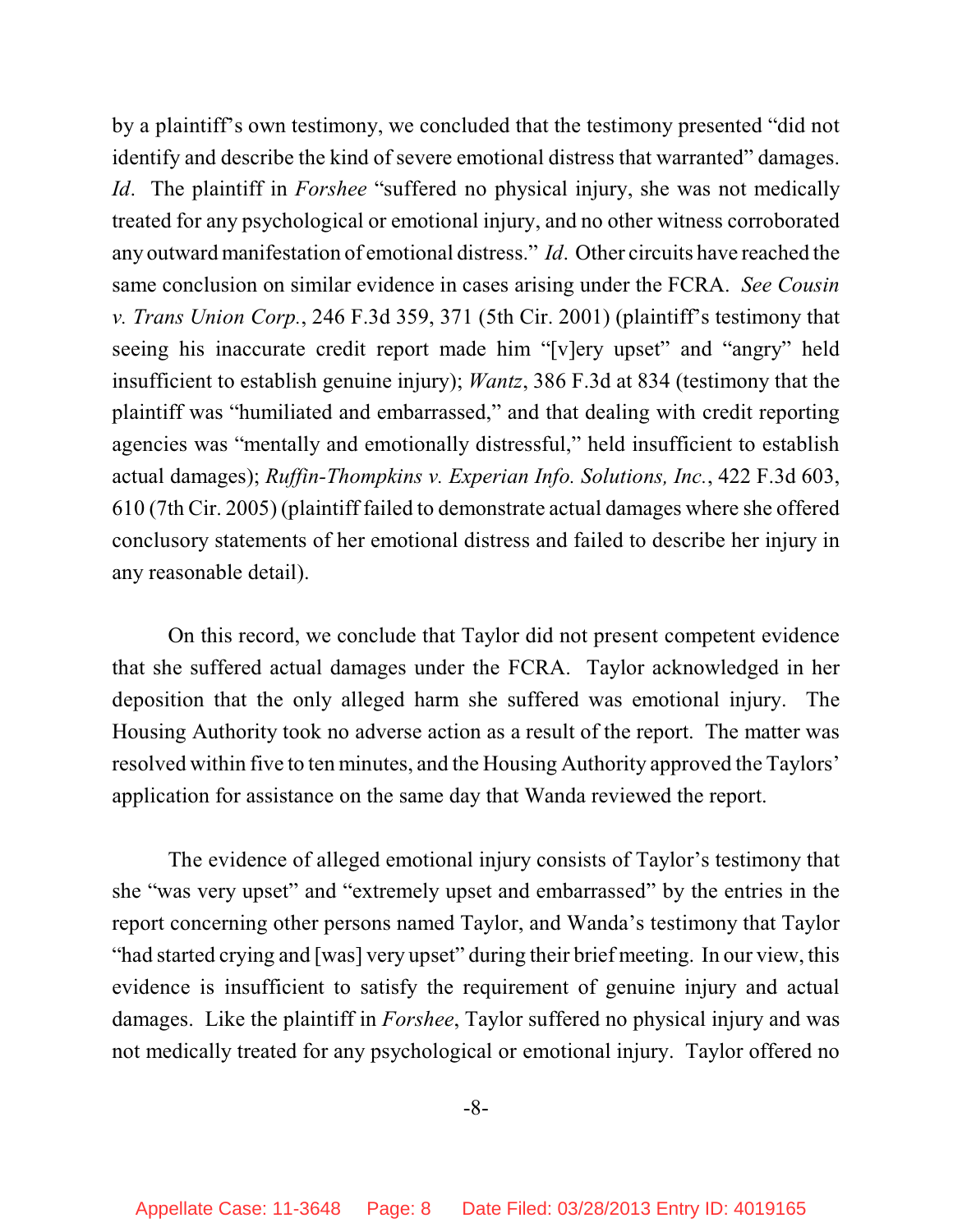by a plaintiff's own testimony, we concluded that the testimony presented "did not identify and describe the kind of severe emotional distress that warranted" damages. *Id*. The plaintiff in *Forshee* "suffered no physical injury, she was not medically treated for any psychological or emotional injury, and no other witness corroborated any outward manifestation of emotional distress." *Id*. Other circuits have reached the same conclusion on similar evidence in cases arising under the FCRA. *See Cousin v. Trans Union Corp.*, 246 F.3d 359, 371 (5th Cir. 2001) (plaintiff's testimony that seeing his inaccurate credit report made him "[v]ery upset" and "angry" held insufficient to establish genuine injury); *Wantz*, 386 F.3d at 834 (testimony that the plaintiff was "humiliated and embarrassed," and that dealing with credit reporting agencies was "mentally and emotionally distressful," held insufficient to establish actual damages); *Ruffin-Thompkins v. Experian Info. Solutions, Inc.*, 422 F.3d 603, 610 (7th Cir. 2005) (plaintiff failed to demonstrate actual damages where she offered conclusory statements of her emotional distress and failed to describe her injury in any reasonable detail).

On this record, we conclude that Taylor did not present competent evidence that she suffered actual damages under the FCRA. Taylor acknowledged in her deposition that the only alleged harm she suffered was emotional injury. The Housing Authority took no adverse action as a result of the report. The matter was resolved within five to ten minutes, and the Housing Authority approved the Taylors' application for assistance on the same day that Wanda reviewed the report.

The evidence of alleged emotional injury consists of Taylor's testimony that she "was very upset" and "extremely upset and embarrassed" by the entries in the report concerning other persons named Taylor, and Wanda's testimony that Taylor "had started crying and [was] very upset" during their brief meeting. In our view, this evidence is insufficient to satisfy the requirement of genuine injury and actual damages. Like the plaintiff in *Forshee*, Taylor suffered no physical injury and was not medically treated for any psychological or emotional injury. Taylor offered no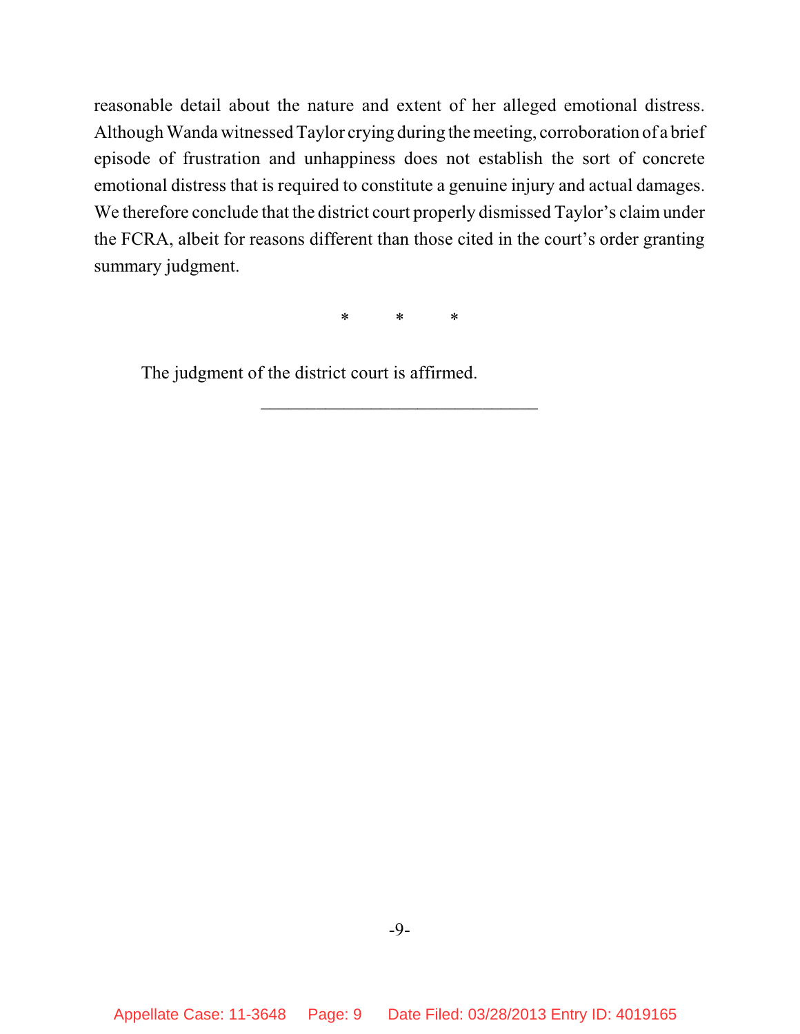reasonable detail about the nature and extent of her alleged emotional distress. Although Wanda witnessed Taylor crying during the meeting, corroboration of a brief episode of frustration and unhappiness does not establish the sort of concrete emotional distress that is required to constitute a genuine injury and actual damages. We therefore conclude that the district court properly dismissed Taylor's claim under the FCRA, albeit for reasons different than those cited in the court's order granting summary judgment.

\* \* \*

The judgment of the district court is affirmed.

______________________________